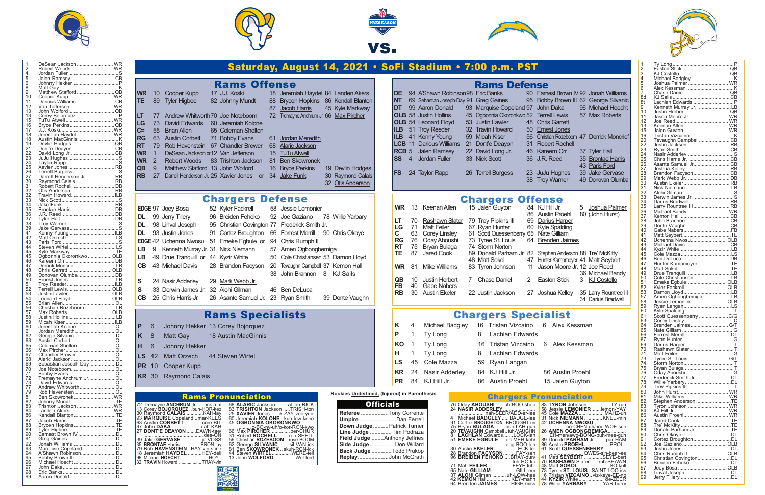PRESEASON

# vs.

## Saturday, August 14, 2021 • SoFi Stadium • 7:00 p.m. PST

## Rams Roster

| No. | Name | Pos. |
|---|---|---|
| 1 | DeSean Jackson | WR |
| 2 | Robert Woods | WR |
| 4 | Jordan Fuller | S |
| 5 | Jalen Ramsey | CB |
| 6 | Johnny Hekker | P |
| 8 | Matt Gay | K |
| 9 | Matthew Stafford | QB |
| 10 | Cooper Kupp | WR |
| 11 | Darious Williams | CB |
| 12 | Van Jefferson | WR |
| 13 | John Wolford | QB |
| 13 | Corey Bojorquez | P |
| 15 | TuTu Atwell | WR |
| 16 | Bryce Perkins | QB |
| 17 | J.J. Koski | WR |
| 18 | Jeremiah Haydel | WR |
| 18 | Austin MacGinnis | K |
| 19 | Devlin Hodges | QB |
| 21 | Dont'e Deayon | CB |
| 22 | David Long Jr. | CB |
| 23 | JuJu Hughes | S |
| 24 | Taylor Rapp | S |
| 25 | Xavier Jones | RB |
| 26 | Terrell Burgess | S |
| 27 | Darrell Henderson Jr. | RB |
| 30 | Raymond Calais | RB |
| 31 | Robert Rochell | DB |
| 32 | Otis Anderson | RB |
| 32 | Travin Howard | ILB |
| 33 | Nick Scott | S |
| 34 | Jake Funk | RB |
| 35 | Brontae Harris | DB |
| 36 | J.R. Reed | DB |
| 37 | Tyler Hall | DB |
| 38 | Troy Warner | S |
| 39 | Jake Gervase | S |
| 41 | Kenny Young | ILB |
| 42 | Matt Orzech | LS |
| 43 | Paris Ford | S |
| 44 | Steven Wirtel | LS |
| 45 | Kyle Markway | TE |
| 45 | Ogbonnia Okoronkwo | OLB |
| 46 | Kareem Orr | DB |
| 47 | Derrick Moncrief | LB |
| 48 | Chris Garrett | OLB |
| 49 | Donovan Olumba | DB |
| 50 | Ernest Jones | LB |
| 51 | Troy Reeder | ILB |
| 52 | Terrell Lewis | OLB |
| 53 | Justin Lawler | OLB |
| 54 | Leonard Floyd | OLB |
| 55 | Brian Allen | OL |
| 56 | Christian Rozeboom | LB |
| 57 | Max Roberts | OLB |
| 58 | Justin Hollins | LB |
| 59 | Micah Kiser | ILB |
| 60 | Jeremiah Kolone | OL |
| 61 | Jordan Meredith | OL |
| 62 | George Silvanic | OL |
| 63 | Austin Corbett | OL |
| 65 | Coleman Shelton | OL |
| 66 | Max Pircher | OL |
| 67 | Chandler Brewer | OL |
| 68 | Alaric Jackson | OL |
| 69 | Sebastian Joseph-Day | DL |
| 70 | Joe Noteboom | OL |
| 71 | Bobby Evans | OL |
| 72 | Tremayne Anchrum Jr. | OL |
| 73 | David Edwards | OL |
| 77 | Andrew Whitworth | OL |
| 79 | Rob Havenstein | OL |
| 81 | Ben Skowronek | WR |
| 82 | Johnny Mundt | TE |
| 83 | Trishton Jackson | WR |
| 84 | Landen Akers | WR |
| 86 | Kendall Blanton | TE |
| 87 | Jacob Harris | TE |
| 88 | Brycen Hopkins | TE |
| 89 | Tyler Higbee | TE |
| 90 | Earnest Brown IV | DL |
| 91 | Greg Gaines | DL |
| 92 | Jonah Williams | DL |
| 93 | Marquise Copeland | DL |
| 94 | A'Shawn Robinson | DL |
| 95 | Bobby Brown III | DL |
| 96 | Michael Hoecht | DL |
| 97 | John Daka | DL |
| 98 | Eric Banks | DL |
| 99 | Aaron Donald | DL |

## Rams Offense

| Pos. | | | | |
|---|---|---|---|---|
| WR | 10 Cooper Kupp | 17 J.J. Koski | 18 Jeremiah Haydel | 84 Landen Akers |
| TE | 89 Tyler Higbee | 82 Johnny Mundt | 88 Brycen Hopkins / 87 Jacob Harris | 86 Kendall Blanton / 45 Kyle Markway |
| LT | 77 Andrew Whitworth | 70 Joe Noteboom | 72 Tremayne Anchrum Jr. | 66 Max Pircher |
| LG | 73 David Edwards | 60 Jeremiah Kolone | | |
| C= | 55 Brian Allen | 65 Coleman Shelton | | |
| RG | 63 Austin Corbett | 71 Bobby Evans | 61 Jordan Meredith | |
| RT | 79 Rob Havenstein | 67 Chandler Brewer | 68 Alaric Jackson | |
| WR | 1 DeSean Jackson or 12 Van Jefferson | | 15 TuTu Atwell | |
| WR | 2 Robert Woods | 83 Trishton Jackson | 81 Ben Skowronek | |
| QB | 9 Matthew Stafford | 13 John Wolford | 16 Bryce Perkins | 19 Devlin Hodges |
| RB | 27 Darrell Henderson Jr. | 25 Xavier Jones or 34 Jake Funk | | 30 Raymond Calais / 32 Otis Anderson |

## Rams Defense

| Pos. | | | | |
|---|---|---|---|---|
| DE | 94 A'Shawn Robinson | 98 Eric Banks | 90 Earnest Brown IV | 92 Jonah Williams |
| NT | 69 Sebastian Joseph-Day | 91 Greg Gaines | 95 Bobby Brown III | 62 George Silvanic |
| DT | 99 Aaron Donald | 93 Marquise Copeland | 97 John Daka | 96 Michael Hoecht |
| OLB | 58 Justin Hollins | 45 Ogbonnia Okoronkwo | 52 Terrell Lewis | 57 Max Roberts |
| OLB | 54 Leonard Floyd | 53 Justin Lawler | 48 Chris Garrett | |
| ILB | 51 Troy Reeder | 32 Travin Howard | 50 Ernest Jones | |
| ILB | 41 Kenny Young | 59 Micah Kiser | 56 Christian Rozeboom | 47 Derrick Moncrief |
| LCB | 11 Darious Williams | 21 Dont'e Deayon | 31 Robert Rochell | |
| RCB | 5 Jalen Ramsey | 22 David Long Jr. | 46 Kareem Orr | 37 Tyler Hall |
| SS | 4 Jordan Fuller | 33 Nick Scott | 36 J.R. Reed | 35 Brontae Harris / 43 Paris Ford |
| FS | 24 Taylor Rapp | 26 Terrell Burgess | 23 JuJu Hughes / 38 Troy Warner | 39 Jake Gervase / 49 Donovan Olumba |

## Chargers Defense

| Pos. | | | | |
|---|---|---|---|---|
| EDGE | 97 Joey Bosa | 52 Kyler Fackrell | 58 Jessie Lemonier | |
| DL | 99 Jerry Tillery | 96 Breiden Fehoko | 92 Joe Gaziano | 78 Willie Yarbary |
| DL | 98 Linval Joseph | 95 Christian Covington | 77 Frederick Smith Jr. | |
| DL | 93 Justin Jones | 91 Cortez Broughton | 66 Forrest Merrill | 90 Chris Okoye |
| EDGE | 42 Uchenna Nwosu | 51 Emeke Egbule or 94 Chris Rumph II | | |
| LB | 9 Kenneth Murray Jr. | 31 Nick Niemann | 57 Amen Ogbongbemiga | |
| LB | 49 Drue Tranquill or 44 Kyzir White | | 50 Cole Christiansen | 53 Damon Lloyd |
| CB | 43 Michael Davis | 28 Brandon Facyson | 20 Tevaughn Campbell / 38 John Brannon | 37 Kemon Hall / 8 KJ Sails |
| S | 24 Nasir Adderley | 29 Mark Webb Jr. | | |
| S | 33 Derwin James Jr. | 32 Alohi Gilman | 46 Ben DeLuca | |
| CB | 25 Chris Harris Jr. | 26 Asante Samuel Jr. | 23 Ryan Smith | 39 Donte Vaughn |

## Chargers Offense

| Pos. | | | | |
|---|---|---|---|---|
| WR | 13 Keenan Allen | 15 Jalen Guyton | 84 KJ Hill Jr. / 86 Austin Proehl | 5 Joshua Palmer / 80 (John Hurst) |
| LT | 70 Rashawn Slater | 79 Trey Pipkins III | 69 Darius Harper | |
| LG | 71 Matt Feiler | 67 Ryan Hunter | 60 Kyle Spalding | |
| C | 63 Corey Linsley | 61 Scott Quessenberry | 65 Nate Gilliam | |
| RG | 76 Oday Aboushi | 73 Tyree St. Louis | 64 Brenden Jaimes | |
| RT | 75 Bryan Bulaga | 74 Storm Norton | | |
| TE | 87 Jared Cook | 89 Donald Parham Jr. / 48 Matt Sokol | 82 Stephen Anderson / 47 Hunter Kampmoyer | 88 Tre' McKitty / 41 Matt Seybert |
| WR | 81 Mike Williams | 83 Tyron Johnson | 11 Jason Moore Jr. | 12 Joe Reed / 36 Michael Bandy |
| QB | 10 Justin Herbert | 7 Chase Daniel | 2 Easton Stick | 3 KJ Costello |
| FB | 40 Gabe Nabers | | | |
| RB | 30 Austin Ekeler | 22 Justin Jackson | 27 Joshua Kelley | 35 Larry Rountree III / 34 Darius Bradwell |

## Rams Specialists

| Pos. | | |
|---|---|---|
| P | 6 Johnny Hekker | 13 Corey Bojorquez |
| K | 8 Matt Gay | 18 Austin MacGinnis |
| H | 6 Johnny Hekker | |
| LS | 42 Matt Orzech | 44 Steven Wirtel |
| PR | 10 Cooper Kupp | |
| KR | 30 Raymond Calais | |

## Chargers Specialist

| Pos. | | | |
|---|---|---|---|
| K | 4 Michael Badgley | 16 Tristan Vizcaino | 6 Alex Kessman |
| P | 1 Ty Long | 8 Lachlan Edwards | |
| KO | 1 Ty Long | 16 Tristan Vizcaino | 6 Alex Kessman |
| H | 1 Ty Long | 8 Lachlan Edwards | |
| LS | 45 Cole Mazza | 59 Ryan Langan | |
| KR | 24 Nasir Adderley | 84 KJ Hill Jr. | 86 Austin Proehl |
| PR | 84 KJ Hill Jr. | 86 Austin Proehl | 15 Jalen Guyton |

Rookies Underlined, (Injured) in Parenthesis

## Rams Pronunciation

- 72 Tremayne ANCHRUM Jr. ... ank-rum
- 13 Corey BOJORQUEZ ... buh-HOR-kez
- 30 Raymond CALAIS ... KAH-lay
- 93 MARQUISE Copeland ... mar-KEES
- 63 Austin CORBETT ... core-BIT
- 97 John DAKA ... dah-KAH
- 27 DONT'E DEAYON ... DAWN-tae/dee-ON
- 39 Jake GERVASE ... jir-VOSS
- 35 BRONTAE Harris ... BRON-tay
- 79 Rob HAVENSTEIN ... HAY-vin-stine
- 18 Jeremiah HAYDEL ... HEY-dell
- 96 Michael HOECHT ... HOYT
- 32 TRAVIN Howard ... TRAY-vin
- 68 ALARIC Jackson ... al-lah-RICK
- 83 TRISHTON Jackson ... TRISH-ton
- 25 XAVIER Jones ... ik-ZAY-vee-yurr
- 60 Jeremiah KOLONE ... kuh-low-knee
- 45 OGBONNIA OKORONKWO ... o-BO-ny-uh/o-kor-RON-kwo
- 66 Max PIRCHER ... per-CHUR
- 31 Robert ROCHELL ... roh-SHELL
- 56 Christian ROZEBOOM ... rose-BOOM
- 62 George SILVANIC ... sil-VAN-ick
- 81 Ben SKOWRONEK ... skuh-RON-ick
- 44 Steven WIRTEL ... WERE-tell
- 13 John WOLFORD ... Wol-ford

## Officials

| | |
|---|---|
| Referee | Tony Corrente |
| Umpire | Dan Ferrell |
| Down Judge | Patrick Turner |
| Line Judge | Tim Podraza |
| Field Judge | Anthony Jeffries |
| Side Judge | Don Willard |
| Back Judge | Todd Prukop |
| Replay | John McGrath |

## Chargers Pronunciation

- 76 Oday ABOUSHI ... uh-BOO-shee
- 24 NASIR ADDERLEY ... nah-SEER/ADD-er-lee
- 4 Michael BADGLEY ... BADGE-lee
- 91 Cortez BROUGHTON ... BROUGHT-un
- 75 Bryan BULAGA ... buh-LAH-guh
- 20 TEVAUGHN Campbell ... tuh-VAUGHN
- 8 LACHLAN Edwards ... LOCK-lan
- 51 EMEKE EGBULE ... eh-MEH-keh/egg-BOO-leh
- 30 Austin EKELER ... ECK-ler
- 28 Brandon FACYSON ... FAY-sen
- 96 BREIDEN FEHOKO ... BRAY-dun/fuh-HO-ko
- 71 Matt FEILER ... FEYE-luhr
- 65 Nate GILLIAM ... GILL-em
- 37 ALOHI Gilman ... uh-LOW-hee
- 42 KEMON Hall ... KEY-mahn
- 64 Brenden JAIMES ... HIGH-miss
- 83 TYRON Johnson ... TY-run
- 58 Jessie LEMONIER ... lemon-YAY
- 45 Cole MAZZA ... MAHZ-uh
- 31 Nick NIEMANN ... KNEE-min
- 42 UCHENNA NWOSU ... oo-CHEN-uh/noo-WOE-sue
- 26 AMEN OGBONGBEMIGA ... EH-men/awg-BONG-buh-mee-guh
- 89 Donald PARHAM Jr. ... par-HAM
- 86 Austin PROEHL ... PROLL
- 61 Scott QUESSENBERRY ... QWES-sin-bear-ee
- 41 Matt SEYBERT ... SEYE-bert
- 70 RASHAWN Slater ... ruh-SHAWN
- 48 Matt SOKOL ... SO-kull
- 73 Tyree ST. LOUIS ... SAINT LOO-iss
- 16 Tristan VIZCAINO ... viz-kaye-EE-no
- 44 KYZIR White ... kie-ZEER
- 78 Willie YARBARY ... YAR-burry

## Chargers Roster

| No. | Name | Pos. |
|---|---|---|
| 1 | Ty Long | P |
| 2 | Easton Stick | QB |
| 3 | KJ Costello | QB |
| 4 | Michael Badgley | K |
| 5 | Joshua Palmer | WR |
| 6 | Alex Kessman | K |
| 7 | Chase Daniel | QB |
| 8d | KJ Sails | CB |
| 8t | Lachlan Edwards | P |
| 9 | Kenneth Murray Jr. | LB |
| 10 | Justin Herbert | QB |
| 11 | Jason Moore Jr. | WR |
| 12 | Joe Reed | WR |
| 13 | Keenan Allen | WR |
| 15 | Jalen Guyton | WR |
| 16 | Tristan Vizcaino | K |
| 20 | Tevaughn Campbell | CB |
| 22 | Justin Jackson | RB |
| 23 | Ryan Smith | CB |
| 24 | Nasir Adderley | S |
| 25 | Chris Harris Jr. | CB |
| 26 | Asante Samuel Jr. | CB |
| 27 | Joshua Kelley | RB |
| 28 | Brandon Facyson | CB |
| 29 | Mark Webb Jr. | DB |
| 30 | Austin Ekeler | RB |
| 31 | Nick Niemann | LB |
| 32 | Alohi Gilman | S |
| 33 | Derwin James Jr. | S |
| 34 | Darius Bradwell | RB |
| 35 | Larry Rountree III | RB |
| 36 | Michael Bandy | WR |
| 37 | Kemon Hall | CB |
| 38 | John Brannon | CB |
| 39 | Donte Vaughn | CB |
| 40 | Gabe Nabers | FB |
| 41 | Matt Seybert | TE |
| 42 | Uchenna Nwosu | OLB |
| 43 | Michael Davis | CB |
| 44 | Kyzir White | LB |
| 45 | Cole Mazza | LS |
| 46 | Ben DeLuca | DB |
| 47 | Hunter Kampmoyer | TE |
| 48 | Matt Sokol | TE |
| 49 | Drue Tranquill | LB |
| 50 | Cole Christiansen | LB |
| 51 | Emeke Egbule | OLB |
| 52 | Kyler Fackrell | OLB |
| 53 | Damon Lloyd | LB |
| 57 | Amen Ogbongbemiga | LB |
| 58 | Jessie Lemonier | OLB |
| 59 | Ryan Langan | LS |
| 60 | Kyle Spalding | T |
| 61 | Scott Quessenberry | C/G |
| 63 | Corey Linsley | C |
| 64 | Brenden Jaimes | G/T |
| 65 | Nate Gilliam | G |
| 66 | Forrest Merrill | DL |
| 67 | Ryan Hunter | G |
| 69 | Darius Harper | T |
| 70 | Rashawn Slater | T |
| 71 | Matt Feiler | G |
| 73 | Tyree St. Louis | G/T |
| 74 | Storm Norton | T |
| 75 | Bryan Bulaga | T |
| 76 | Oday Aboushi | G |
| 77 | Frederick Smith Jr. | DL |
| 78 | Willie Yarbary | DL |
| 79 | Trey Pipkins III | T |
| 80 | John Hurst | WR |
| 81 | Mike Williams | WR |
| 82 | Stephen Anderson | TE |
| 83 | Tyron Johnson | WR |
| 84 | KJ Hill Jr. | WR |
| 86 | Austin Proehl | WR |
| 87 | Jared Cook | TE |
| 88 | Tre' McKitty | TE |
| 89 | Donald Parham Jr. | TE |
| 90 | Chris Okoye | DL |
| 91 | Cortez Broughton | DL |
| 92 | Joe Gaziano | OLB |
| 93 | Justin Jones | DL |
| 94 | Chris Rumph II | OLB |
| 95 | Christian Covington | DL |
| 96 | Breiden Fehoko | DL |
| 97 | Joey Bosa | OLB |
| 98 | Linval Joseph | DL |
| 99 | Jerry Tillery | DL |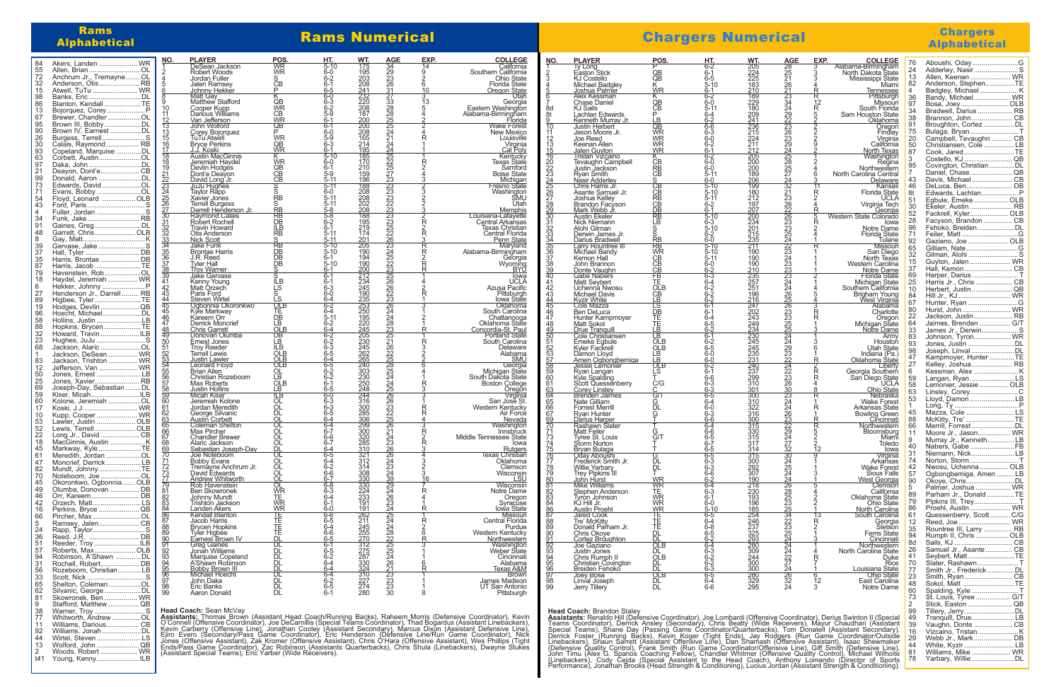## Rams Alphabetical

| | | |
|---|---|---|
| 84 | Akers, Landen | WR |
| 55 | Allen, Brian | OL |
| 72 | Anchrum Jr., Tremayne | OL |
| 32 | Anderson, Otis | RB |
| 15 | Atwell, TuTu | WR |
| 98 | Banks, Eric | DL |
| 86 | Blanton, Kendall | TE |
| 13 | Bojorquez, Corey | P |
| 67 | Brewer, Chandler | OL |
| 95 | Brown III, Bobby | DL |
| 90 | Brown IV, Earnest | DL |
| 26 | Burgess, Terrell | S |
| 30 | Calais, Raymond | RB |
| 93 | Copeland, Marquise | DL |
| 63 | Corbett, Austin | OL |
| 97 | Daka, John | DL |
| 21 | Deayon, Dont'e | CB |
| 99 | Donald, Aaron | DL |
| 73 | Edwards, David | OL |
| 71 | Evans, Bobby | OL |
| 54 | Floyd, Leonard | OLB |
| 43 | Ford, Paris | S |
| 4 | Fuller, Jordan | S |
| 34 | Funk, Jake | RB |
| 91 | Gaines, Greg | DL |
| 48 | Garrett, Chris | OLB |
| 8 | Gay, Matt | K |
| 39 | Gervase, Jake | S |
| 37 | Hall, Tyler | DB |
| 35 | Harris, Brontae | DB |
| 87 | Harris, Jacob | TE |
| 79 | Havenstein, Rob | OL |
| 18 | Haydel, Jeremiah | WR |
| 6 | Hekker, Johnny | P |
| 27 | Henderson Jr., Darrell | RB |
| 89 | Higbee, Tyler | TE |
| 19 | Hodges, Devlin | QB |
| 96 | Hoecht, Michael | DL |
| 58 | Hollins, Justin | LB |
| 88 | Hopkins, Brycen | TE |
| 32 | Howard, Travin | ILB |
| 23 | Hughes, JuJu | S |
| 68 | Jackson, Alaric | OL |
| 1 | Jackson, DeSean | WR |
| 83 | Jackson, Trishton | WR |
| 12 | Jefferson, Van | WR |
| 50 | Jones, Ernest | LB |
| 25 | Jones, Xavier | RB |
| 69 | Joseph-Day, Sebastian | DL |
| 59 | Kiser, Micah | ILB |
| 60 | Kolone, Jeremiah | OL |
| 17 | Koski, J.J. | WR |
| 10 | Kupp, Cooper | WR |
| 53 | Lawler, Justin | OLB |
| 52 | Lewis, Terrell | OLB |
| 22 | Long Jr., David | CB |
| 18 | MacGinnis, Austin | K |
| 45 | Markway, Kyle | TE |
| 61 | Meredith, Jordan | OL |
| 47 | Moncrief, Derrick | LB |
| 82 | Mundt, Johnny | TE |
| 70 | Noteboom, Joe | OL |
| 45 | Okoronkwo, Ogbonnia | OLB |
| 49 | Olumba, Donovan | DB |
| 46 | Orr, Kareem | DB |
| 42 | Orzech, Matt | LS |
| 16 | Perkins, Bryce | QB |
| 66 | Pircher, Max | OL |
| 5 | Ramsey, Jalen | CB |
| 24 | Rapp, Taylor | S |
| 36 | Reed, J.R. | DB |
| 51 | Reeder, Troy | ILB |
| 57 | Roberts, Max | OLB |
| 94 | Robinson, A'Shawn | DL |
| 31 | Rochell, Robert | DB |
| 56 | Rozeboom, Christian | LB |
| 33 | Scott, Nick | S |
| 65 | Shelton, Coleman | OL |
| 62 | Silvanic, George | OL |
| 81 | Skowronek, Ben | WR |
| 9 | Stafford, Matthew | QB |
| 38 | Warner, Troy | S |
| 77 | Whitworth, Andrew | OL |
| 11 | Williams, Darious | CB |
| 92 | Williams, Jonah | DL |
| 44 | Wirtel, Steven | LS |
| 13 | Wolford, John | QB |
| 2 | Woods, Robert | WR |
| t41 | Young, Kenny | ILB |

## Rams Numerical

| NO. | PLAYER | POS. | HT. | WT. | AGE | EXP. | COLLEGE |
|---|---|---|---|---|---|---|---|
| 1 | DeSean Jackson | WR | 5-10 | 175 | 34 | 14 | California |
| 2 | Robert Woods | WR | 6-0 | 195 | 29 | 9 | Southern California |
| 4 | Jordan Fuller | S | 6-2 | 203 | 23 | 2 | Ohio State |
| 5 | Jalen Ramsey | CB | 6-1 | 208 | 26 | 6 | Florida State |
| 6 | Johnny Hekker | P | 6-5 | 241 | 31 | 10 | Oregon State |
| 8 | Matt Gay | K | 6-0 | 232 | 27 | 3 | Utah |
| 9 | Matthew Stafford | QB | 6-3 | 220 | 33 | 13 | Georgia |
| 10 | Cooper Kupp | WR | 6-2 | 208 | 28 | 5 | Eastern Washington |
| 11 | Darious Williams | CB | 5-9 | 187 | 28 | 4 | Alabama-Birmingham |
| 12 | Van Jefferson | WR | 6-1 | 200 | 25 | 2 | Florida |
| 13 | John Wolford | QB | 6-1 | 200 | 25 | 2 | Wake Forest |
| 13 | Corey Bojorquez | P | 6-0 | 208 | 24 | 4 | New Mexico |
| 15 | TuTu Atwell | WR | 5-9 | 165 | 21 | R | Louisville |
| 16 | Bryce Perkins | QB | 6-3 | 214 | 24 | 1 | Virginia |
| 17 | J.J. Koski | WR | 6-1 | 195 | 24 | 1 | Cal Poly |
| 18 | Austin MacGinnis | K | 5-10 | 185 | 25 | 1 | Kentucky |
| 18 | Jeremiah Haydel | WR | 6-0 | 170 | 22 | R | Texas State |
| 19 | Devlin Hodges | QB | 6-1 | 210 | 25 | 2 | Samford |
| 21 | Dont'e Deayon | CB | 5-9 | 159 | 27 | 4 | Boise State |
| 22 | David Long Jr. | CB | 5-11 | 196 | 23 | 3 | Michigan |
| 23 | JuJu Hughes | S | 6-0 | 188 | 23 | 2 | Fresno State |
| 24 | Taylor Rapp | S | 6-0 | 208 | 23 | 3 | Washington |
| 25 | Xavier Jones | RB | 5-11 | 208 | 23 | 2 | SMU |
| 26 | Terrell Burgess | S | 5-11 | 202 | 22 | 2 | Utah |
| 27 | Darrell Henderson Jr. | RB | 5-8 | 208 | 23 | 3 | Memphis |
| 30 | Raymond Calais | RB | 5-8 | 188 | 23 | 2 | Louisiana-Lafayette |
| 31 | Robert Rochell | DB | 6-2 | 195 | 23 | R | Central Arkansas |
| 32 | Travin Howard | ILB | 6-1 | 219 | 25 | 2 | Texas Christian |
| 32 | Otis Anderson | RB | 5-11 | 174 | 22 | R | Central Florida |
| 33 | Nick Scott | S | 5-11 | 201 | 26 | 3 | Penn State |
| 34 | Jake Funk | RB | 5-10 | 205 | 23 | R | Maryland |
| 35 | Brontae Harris | DB | 5-10 | 190 | 24 | R | Alabama-Birmingham |
| 36 | J.R. Reed | DB | 6-1 | 194 | 25 | 2 | Georgia |
| 37 | Tyler Hall | DB | 5-10 | 190 | 22 | R | Wyoming |
| 38 | Troy Warner | S | 6-1 | 200 | 23 | R | BYU |
| 39 | Jake Gervase | S | 6-1 | 212 | 25 | 1 | Iowa |
| 41 | Kenny Young | ILB | 6-1 | 234 | 26 | 4 | UCLA |
| 42 | Matt Orzech | LS | 6-3 | 245 | 26 | 2 | Azusa Pacific |
| 43 | Paris Ford | S | 6-0 | 190 | 22 | R | Pittsburgh |
| 44 | Steven Wirtel | LS | 6-4 | 235 | 23 | 1 | Iowa State |
| 45 | Ogbonnia Okoronkwo | OLB | 6-2 | 253 | 26 | 3 | Oklahoma |
| 45 | Kyle Markway | TE | 6-4 | 250 | 24 | 1 | South Carolina |
| 46 | Kareem Orr | DB | 5-11 | 195 | 24 | 2 | Chattanooga |
| 47 | Derrick Moncrief | LB | 6-2 | 220 | 28 | 1 | Oklahoma State |
| 48 | Chris Garrett | OLB | 6-4 | 245 | 23 | R | Concordia-St. Paul |
| 49 | Donovan Olumba | DB | 6-2 | 205 | 25 | 1 | Portland State |
| 50 | Ernest Jones | LB | 6-2 | 230 | 21 | R | South Carolina |
| 51 | Troy Reeder | ILB | 6-3 | 245 | 26 | 3 | Delaware |
| 52 | Terrell Lewis | OLB | 6-5 | 262 | 22 | 2 | Alabama |
| 53 | Justin Lawler | OLB | 6-4 | 265 | 25 | 2 | SMU |
| 54 | Leonard Floyd | OLB | 6-5 | 240 | 28 | 6 | Georgia |
| 55 | Brian Allen | OL | 6-2 | 303 | 25 | 4 | Michigan State |
| 56 | Christian Rozeboom | LB | 6-2 | 230 | 24 | 1 | South Dakota State |
| 57 | Max Roberts | OLB | 6-1 | 250 | 23 | R | Boston College |
| 58 | Justin Hollins | LB | 6-5 | 248 | 25 | 3 | Oregon |
| 59 | Micah Kiser | ILB | 6-0 | 244 | 26 | 3 | Virginia |
| 60 | Jeremiah Kolone | OL | 6-3 | 316 | 26 | 1 | San Jose St. |
| 61 | Jordan Meredith | OL | 6-3 | 300 | 23 | R | Western Kentucky |
| 62 | George Silvanic | OL | 6-5 | 285 | 22 | R | Air Force |
| 63 | Austin Corbett | OL | 6-4 | 306 | 25 | 4 | Nevada |
| 65 | Coleman Shelton | OL | 6-4 | 299 | 26 | 3 | Washington |
| 66 | Max Pircher | OL | 6-7 | 300 | 21 | R | Innsbruck |
| 67 | Chandler Brewer | OL | 6-6 | 320 | 24 | 2 | Middle Tennessee State |
| 68 | Alaric Jackson | OL | 6-7 | 285 | 23 | R | Iowa |
| 69 | Sebastian Joseph-Day | DL | 6-4 | 310 | 26 | 3 | Rutgers |
| 70 | Joe Noteboom | OL | 6-5 | 321 | 26 | 4 | Texas Christian |
| 71 | Bobby Evans | OL | 6-4 | 312 | 24 | 3 | Oklahoma |
| 72 | Tremayne Anchrum Jr. | OL | 6-2 | 314 | 23 | 2 | Clemson |
| 73 | David Edwards | OL | 6-6 | 308 | 24 | 3 | Wisconsin |
| 77 | Andrew Whitworth | OL | 6-7 | 330 | 39 | 16 | LSU |
| 79 | Rob Havenstein | OL | 6-8 | 330 | 29 | 7 | Wisconsin |
| 81 | Ben Skowronek | WR | 6-3 | 224 | 24 | R | Notre Dame |
| 82 | Johnny Mundt | TE | 6-4 | 233 | 26 | 4 | Oregon |
| 83 | Trishton Jackson | WR | 6-1 | 191 | 23 | 1 | Syracuse |
| 84 | Landen Akers | WR | 6-0 | 191 | 24 | R | Iowa State |
| 86 | Kendall Blanton | TE | 6-6 | 262 | 25 | 1 | Missouri |
| 87 | Jacob Harris | TE | 6-5 | 211 | 24 | R | Central Florida |
| 88 | Brycen Hopkins | TE | 6-4 | 245 | 24 | 2 | Purdue |
| 89 | Tyler Higbee | TE | 6-6 | 255 | 28 | 6 | Western Kentucky |
| 90 | Earnest Brown IV | DL | 6-5 | 270 | 22 | R | Northwestern |
| 91 | Greg Gaines | DL | 6-1 | 312 | 25 | 3 | Washington |
| 92 | Jonah Williams | DL | 6-5 | 275 | 25 | 1 | Weber State |
| 93 | Marquise Copeland | DL | 6-2 | 287 | 24 | 1 | Cincinnati |
| 94 | A'Shawn Robinson | DL | 6-4 | 330 | 26 | 6 | Alabama |
| 95 | Bobby Brown III | DL | 6-4 | 324 | 21 | R | Texas A&M |
| 96 | Michael Hoecht | DL | 6-4 | 310 | 23 | 1 | Brown |
| 97 | John Daka | DL | 6-2 | 227 | 23 | 1 | James Madison |
| 98 | Eric Banks | DL | 6-5 | 274 | 23 | 1 | UT San Antonio |
| 99 | Aaron Donald | DL | 6-1 | 280 | 30 | 8 | Pittsburgh |

**Head Coach:** Sean McVay

**Assistants:** Thomas Brown (Assistant Head Coach/Running Backs), Raheem Morris (Defensive Coordinator), Kevin O'Connell (Offensive Coordinator), Joe DeCamillis (Special Teams Coordinator), Thad Bogardus (Assistant Linebackers), Kevin Carberry (Offensive Line), Jonathan Cooley (Assistant Secondary), Marcus Dixon (Assistant Defensive Line), Ejiro Evero (Secondary/Pass Game Coordinator), Eric Henderson (Defensive Line/Run Game Coordinator), Nick Jones (Offensive Assistant), Zak Kromer (Offensive Assistant), Chris O'Hara (Offensive Assistant), Wes Phillips (Tight Ends/Pass Game Coordinator), Zac Robinson (Assistant Quarterbacks), Chris Shula (Linebackers), Dwayne Stukes (Assistant Special Teams), Eric Yarber (Wide Receivers).

## Chargers Numerical

| NO. | PLAYER | POS. | HT. | WT. | AGE | EXP. | COLLEGE |
|---|---|---|---|---|---|---|---|
| 1 | Ty Long | P | 6-2 | 205 | 28 | 3 | Alabama-Birmingham |
| 2 | Easton Stick | QB | 6-1 | 224 | 25 | 3 | North Dakota State |
| 3 | KJ Costello | QB | 6-5 | 225 | 21 | 3 | Mississippi State |
| 4 | Michael Badgley | K | 5-10 | 183 | 26 | 4 | Miami |
| 5 | Joshua Palmer | WR | 6-1 | 210 | 21 | R | Tennessee |
| 6 | Alex Kessman | K | 6-2 | 189 | 23 | R | Pittsburgh |
| 7 | Chase Daniel | QB | 6-0 | 229 | 34 | 12 | Missouri |
| 8d | KJ Sails | CB | 5-11 | 180 | 24 | R | South Florida |
| 8t | Lachlan Edwards | P | 6-4 | 209 | 29 | 5 | Sam Houston State |
| 9 | Kenneth Murray Jr. | LB | 6-2 | 241 | 22 | 2 | Oklahoma |
| 10 | Justin Herbert | QB | 6-6 | 236 | 23 | 2 | Oregon |
| 11 | Jason Moore Jr. | WR | 6-3 | 215 | 26 | 2 | Findlay |
| 12 | Joe Reed | WR | 6-0 | 224 | 23 | 2 | Virginia |
| 13 | Keenan Allen | WR | 6-2 | 211 | 29 | 9 | California |
| 15 | Jalen Guyton | WR | 6-1 | 212 | 24 | 2 | North Texas |
| 16 | Tristan Vizcaino | K | 6-2 | 205 | 25 | 1 | Washington |
| 20 | Tevaughn Campbell | CB | 6-0 | 200 | 28 | 2 | Regina |
| 22 | Justin Jackson | RB | 6-0 | 200 | 25 | 4 | Northwestern |
| 23 | Ryan Smith | CB | 5-11 | 189 | 27 | 6 | North Carolina Central |
| 24 | Nasir Adderley | S | 6-0 | 206 | 24 | 3 | Delaware |
| 25 | Chris Harris Jr. | CB | 5-10 | 199 | 32 | 11 | Kansas |
| 26 | Asante Samuel Jr. | CB | 5-10 | 180 | 21 | R | Florida State |
| 27 | Joshua Kelley | RB | 5-11 | 212 | 23 | 2 | UCLA |
| 28 | Brandon Facyson | CB | 6-2 | 197 | 26 | 4 | Virginia Tech |
| 29 | Mark Webb Jr. | DB | 6-1 | 207 | 22 | R | Georgia |
| 30 | Austin Ekeler | RB | 5-10 | 200 | 26 | 5 | Western State Colorado |
| 31 | Nick Niemann | LB | 6-3 | 234 | 23 | R | Iowa |
| 32 | Alohi Gilman | S | 5-10 | 201 | 23 | 2 | Notre Dame |
| 33 | Derwin James Jr. | S | 6-2 | 215 | 25 | 4 | Florida State |
| 34 | Darius Bradwell | RB | 6-0 | 235 | 24 | 1 | Tulane |
| 35 | Larry Rountree III | RB | 5-10 | 211 | 22 | R | Missouri |
| 36 | Michael Bandy | WR | 5-10 | 190 | 23 | 1 | San Diego |
| 37 | Kemon Hall | CB | 5-11 | 190 | 24 | 1 | North Texas |
| 38 | John Brannon | CB | 6-0 | 190 | 23 | 1 | Western Carolina |
| 39 | Donte Vaughn | CB | 6-2 | 210 | 23 | 1 | Notre Dame |
| 40 | Gabe Nabers | FB | 6-3 | 235 | 23 | 2 | Florida State |
| 41 | Matt Seybert | TE | 6-4 | 257 | 24 | 1 | Michigan State |
| 42 | Uchenna Nwosu | OLB | 6-2 | 251 | 24 | 4 | Southern California |
| 43 | Michael Davis | CB | 6-2 | 196 | 26 | 5 | Brigham Young |
| 44 | Kyzir White | LB | 6-2 | 216 | 25 | 4 | West Virginia |
| 45 | Cole Mazza | LS | 6-1 | 247 | 26 | 3 | Alabama |
| 46 | Ben DeLuca | DB | 6-1 | 202 | 23 | R | Charlotte |
| 47 | Hunter Kampmoyer | TE | 6-4 | 243 | 23 | R | Oregon |
| 48 | Matt Sokol | TE | 6-5 | 249 | 25 | 1 | Michigan State |
| 49 | Drue Tranquill | LB | 6-2 | 234 | 25 | 3 | Notre Dame |
| 50 | Cole Christiansen | LB | 6-1 | 230 | 24 | 1 | Army |
| 51 | Emeke Egbule | OLB | 6-2 | 245 | 24 | 3 | Houston |
| 52 | Kyler Fackrell | OLB | 6-5 | 245 | 29 | 6 | Utah State |
| 53 | Damon Lloyd | LB | 6-0 | 235 | 23 | 1 | Indiana (Pa.) |
| 57 | Amen Ogbongbemiga | LB | 6-1 | 231 | 22 | R | Oklahoma State |
| 58 | Jessie Lemonier | OLB | 6-2 | 240 | 24 | 2 | Liberty |
| 59 | Ryan Langan | LS | 6-1 | 237 | 22 | R | Georgia Southern |
| 60 | Kyle Spalding | T | 6-6 | 299 | 23 | R | San Diego State |
| 61 | Scott Quessenberry | C/G | 6-3 | 310 | 26 | 4 | UCLA |
| 63 | Corey Linsley | C | 6-3 | 301 | 30 | 8 | Ohio State |
| 64 | Brenden Jaimes | G/T | 6-5 | 300 | 23 | R | Nebraska |
| 65 | Nate Gilliam | G | 6-4 | 310 | 24 | 1 | Wake Forest |
| 66 | Forrest Merrill | DL | 6-0 | 322 | 24 | R | Arkansas State |
| 67 | Ryan Hunter | G | 6-3 | 316 | 26 | 1 | Bowling Green |
| 69 | Darius Harper | T | 6-6 | 300 | 23 | R | Cincinnati |
| 70 | Rashawn Slater | T | 6-4 | 315 | 22 | R | Northwestern |
| 71 | Matt Feiler | G | 6-6 | 330 | 29 | 5 | Bloomsburg |
| 73 | Tyree St. Louis | G/T | 6-5 | 315 | 24 | 2 | Miami |
| 74 | Storm Norton | T | 6-7 | 317 | 27 | 2 | Toledo |
| 75 | Bryan Bulaga | T | 6-5 | 314 | 32 | 12 | Iowa |
| 76 | Oday Aboushi | G | 6-5 | 315 | 30 | 9 | Virginia |
| 77 | Frederick Smith Jr. | DL | 6-3 | 300 | 24 | 1 | Arkansas |
| 78 | Willie Yarbary | DL | 6-3 | 292 | 25 | 1 | Wake Forest |
| 79 | Trey Pipkins III | T | 6-6 | 307 | 24 | 3 | Sioux Falls |
| 80 | John Hurst | WR | 6-2 | 190 | 24 | 1 | West Georgia |
| 81 | Mike Williams | WR | 6-4 | 218 | 26 | 5 | Clemson |
| 82 | Stephen Anderson | TE | 6-3 | 230 | 28 | 4 | California |
| 83 | Tyron Johnson | WR | 6-1 | 193 | 25 | 2 | Oklahoma State |
| 84 | KJ Hill Jr. | WR | 6-0 | 196 | 23 | 2 | Ohio State |
| 86 | Austin Proehl | WR | 5-10 | 185 | 25 | 1 | North Carolina |
| 87 | Jared Cook | TE | 6-5 | 254 | 34 | 13 | South Carolina |
| 88 | Tre' McKitty | TE | 6-4 | 246 | 22 | R | Georgia |
| 89 | Donald Parham Jr. | TE | 6-8 | 237 | 23 | 2 | Stetson |
| 90 | Chris Okoye | DL | 6-5 | 325 | 25 | 1 | Ferris State |
| 91 | Cortez Broughton | DL | 6-2 | 293 | 24 | 3 | Cincinnati |
| 92 | Joe Gaziano | OLB | 6-4 | 280 | 24 | 1 | Northwestern |
| 93 | Justin Jones | DL | 6-3 | 309 | 24 | 4 | North Carolina State |
| 94 | Chris Rumph II | OLB | 6-2 | 244 | 22 | R | Duke |
| 95 | Christian Covington | DL | 6-2 | 300 | 27 | 7 | Rice |
| 96 | Breiden Fehoko | DL | 6-3 | 300 | 24 | 1 | Louisiana State |
| 97 | Joey Bosa | OLB | 6-5 | 280 | 26 | 6 | Ohio State |
| 98 | Linval Joseph | DL | 6-4 | 329 | 32 | 12 | East Carolina |
| 99 | Jerry Tillery | DL | 6-6 | 295 | 24 | 3 | Notre Dame |

**Head Coach:** Brandon Staley

**Assistants:** Renaldo Hill (Defensive Coordinator), Joe Lombardi (Offensive Coordinator), Derius Swinton II (Special Teams Coordinator), Derrick Ansley (Secondary), Chris Beatty (Wide Receivers), Mayur Chaudhari (Assistant Special Teams), Shane Day (Passing Game Coordinator/Quarterbacks), Tom Donatell (Assistant Secondary), Derrick Foster (Running Backs), Kevin Koger (Tight Ends), Jay Rodgers (Run Game Coordinator/Outside Linebackers), Shaun Sarrett (Assistant Offensive Line), Brian Shanahan (Offensive Assistant), Isaac Shewmaker (Defensive Quality Control), Frank Smith (Run Game Coordinator/Offensive Line), Giff Smith (Defensive Line), John Timu (Alex G. Spanos Coaching Fellow), Chandler Whitmer (Offensive Quality Control), Michael Wilhoite (Linebackers), Cody Cejda (Special Assistant to the Head Coach), Anthony Lomando (Director of Sports Performance), Jonathan Brooks (Head Strength & Conditioning), Lucius Jordan (Assistant Strength & Conditioning).

## Chargers Alphabetical

| | | |
|---|---|---|
| 76 | Aboushi, Oday | G |
| 24 | Adderley, Nasir | S |
| 13 | Allen, Keenan | WR |
| 82 | Anderson, Stephen | TE |
| 4 | Badgley, Michael | K |
| 36 | Bandy, Michael | WR |
| 97 | Bosa, Joey | OLB |
| 34 | Bradwell, Darius | RB |
| 38 | Brannon, John | CB |
| 91 | Broughton, Cortez | DL |
| 75 | Bulaga, Bryan | T |
| 20 | Campbell, Tevaughn | CB |
| 50 | Christiansen, Cole | LB |
| 87 | Cook, Jared | TE |
| 3 | Costello, KJ | QB |
| 95 | Covington, Christian | DL |
| 7 | Daniel, Chase | QB |
| 43 | Davis, Michael | CB |
| 46 | DeLuca, Ben | DB |
| 8t | Edwards, Lachlan | P |
| 51 | Egbule, Emeke | OLB |
| 30 | Ekeler, Austin | RB |
| 52 | Fackrell, Kyler | OLB |
| 28 | Facyson, Brandon | CB |
| 96 | Fehoko, Breiden | DL |
| 71 | Feiler, Matt | G |
| 92 | Gaziano, Joe | OLB |
| 65 | Gilliam, Nate | G |
| 32 | Gilman, Alohi | S |
| 15 | Guyton, Jalen | WR |
| 37 | Hall, Kemon | CB |
| 69 | Harper, Darius | T |
| 25 | Harris Jr., Chris | CB |
| 10 | Herbert, Justin | QB |
| 84 | Hill Jr., KJ | WR |
| 67 | Hunter, Ryan | G |
| 80 | Hurst, John | WR |
| 22 | Jackson, Justin | RB |
| 64 | Jaimes, Brenden | G/T |
| 33 | James Jr., Derwin | S |
| 83 | Johnson, Tyron | WR |
| 93 | Jones, Justin | DL |
| 98 | Joseph, Linval | DL |
| 47 | Kampmoyer, Hunter | TE |
| 27 | Kelley, Joshua | RB |
| 6 | Kessman, Alex | K |
| 59 | Langan, Ryan | LS |
| 58 | Lemonier, Jessie | OLB |
| 63 | Linsley, Corey | C |
| 53 | Lloyd, Damon | LB |
| 1 | Long, Ty | P |
| 45 | Mazza, Cole | LS |
| 88 | McKitty, Tre' | TE |
| 66 | Merrill, Forrest | DL |
| 11 | Moore Jr., Jason | WR |
| 9 | Murray Jr., Kenneth | LB |
| 40 | Nabers, Gabe | FB |
| 31 | Niemann, Nick | LB |
| 74 | Norton, Storm | T |
| 42 | Nwosu, Uchenna | OLB |
| 57 | Ogbongbemiga, Amen | LB |
| 90 | Okoye, Chris | DL |
| 5 | Palmer, Joshua | WR |
| 89 | Parham Jr., Donald | TE |
| 79 | Pipkins III, Trey | T |
| 86 | Proehl, Austin | WR |
| 61 | Quessenberry, Scott | C/G |
| 12 | Reed, Joe | WR |
| 35 | Rountree III, Larry | RB |
| 94 | Rumph II, Chris | OLB |
| 8d | Sails, KJ | CB |
| 26 | Samuel Jr., Asante | CB |
| 41 | Seybert, Matt | TE |
| 70 | Slater, Rashawn | T |
| 77 | Smith Jr., Frederick | DL |
| 23 | Smith, Ryan | CB |
| 48 | Sokol, Matt | TE |
| 60 | Spalding, Kyle | T |
| 73 | St. Louis, Tyree | G/T |
| 2 | Stick, Easton | QB |
| 99 | Tillery, Jerry | DL |
| 49 | Tranquill, Drue | LB |
| 39 | Vaughn, Donte | CB |
| 16 | Vizcaino, Tristan | K |
| 29 | Webb Jr., Mark | DB |
| 44 | White, Kyzir | LB |
| 81 | Williams, Mike | WR |
| 78 | Yarbary, Willie | DL |